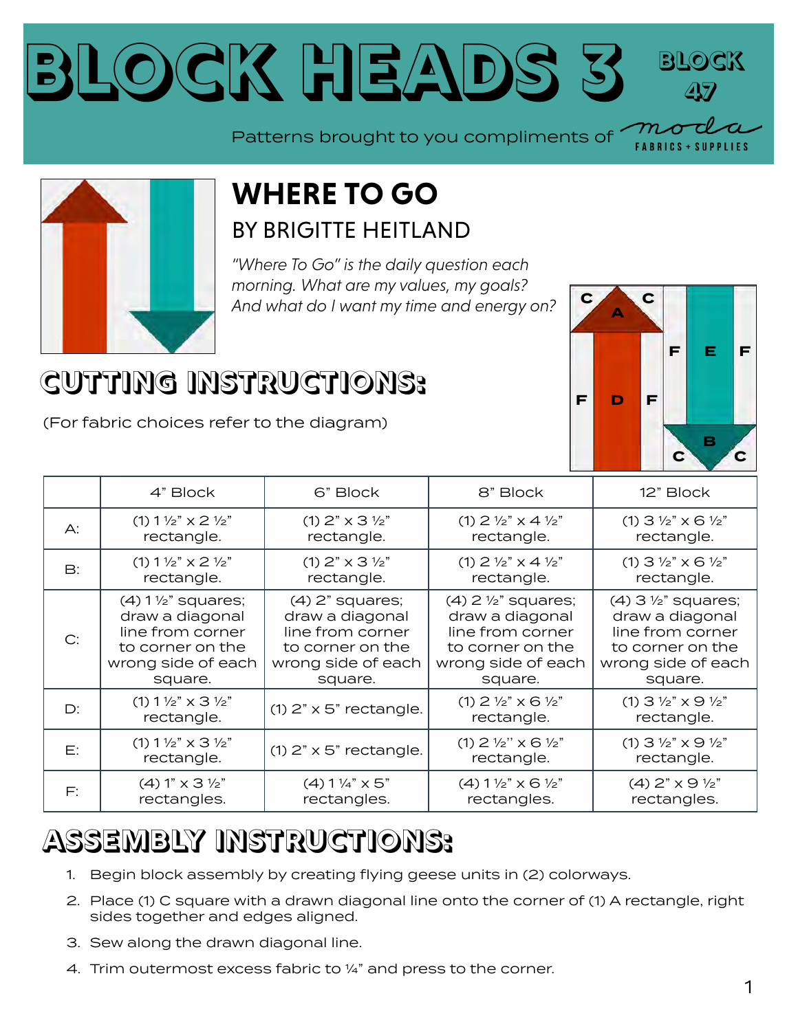# BLOCK HEADS 3

BLOCK 47

Patterns brought to you compliments of moda FABRICS + SUPPLIES

## WHERE TO GO

### BY BRIGITTE HEITLAND

*"Where To Go" is the daily question each morning. What are my values, my goals? And what do I want my time and energy on?*

## CUTTING INSTRUCTIONS:

(For fabric choices refer to the diagram)

| | 4" Block | 6" Block | 8" Block | 12" Block |
|---|---|---|---|---|
| A: | (1) 1 ½" x 2 ½" rectangle. | (1) 2" x 3 ½" rectangle. | (1) 2 ½" x 4 ½" rectangle. | (1) 3 ½" x 6 ½" rectangle. |
| B: | (1) 1 ½" x 2 ½" rectangle. | (1) 2" x 3 ½" rectangle. | (1) 2 ½" x 4 ½" rectangle. | (1) 3 ½" x 6 ½" rectangle. |
| C: | (4) 1 ½" squares; draw a diagonal line from corner to corner on the wrong side of each square. | (4) 2" squares; draw a diagonal line from corner to corner on the wrong side of each square. | (4) 2 ½" squares; draw a diagonal line from corner to corner on the wrong side of each square. | (4) 3 ½" squares; draw a diagonal line from corner to corner on the wrong side of each square. |
| D: | (1) 1 ½" x 3 ½" rectangle. | (1) 2" x 5" rectangle. | (1) 2 ½" x 6 ½" rectangle. | (1) 3 ½" x 9 ½" rectangle. |
| E: | (1) 1 ½" x 3 ½" rectangle. | (1) 2" x 5" rectangle. | (1) 2 ½" x 6 ½" rectangle. | (1) 3 ½" x 9 ½" rectangle. |
| F: | (4) 1" x 3 ½" rectangles. | (4) 1 ¼" x 5" rectangles. | (4) 1 ½" x 6 ½" rectangles. | (4) 2" x 9 ½" rectangles. |

## ASSEMBLY INSTRUCTIONS:

1. Begin block assembly by creating flying geese units in (2) colorways.
2. Place (1) C square with a drawn diagonal line onto the corner of (1) A rectangle, right sides together and edges aligned.
3. Sew along the drawn diagonal line.
4. Trim outermost excess fabric to ¼" and press to the corner.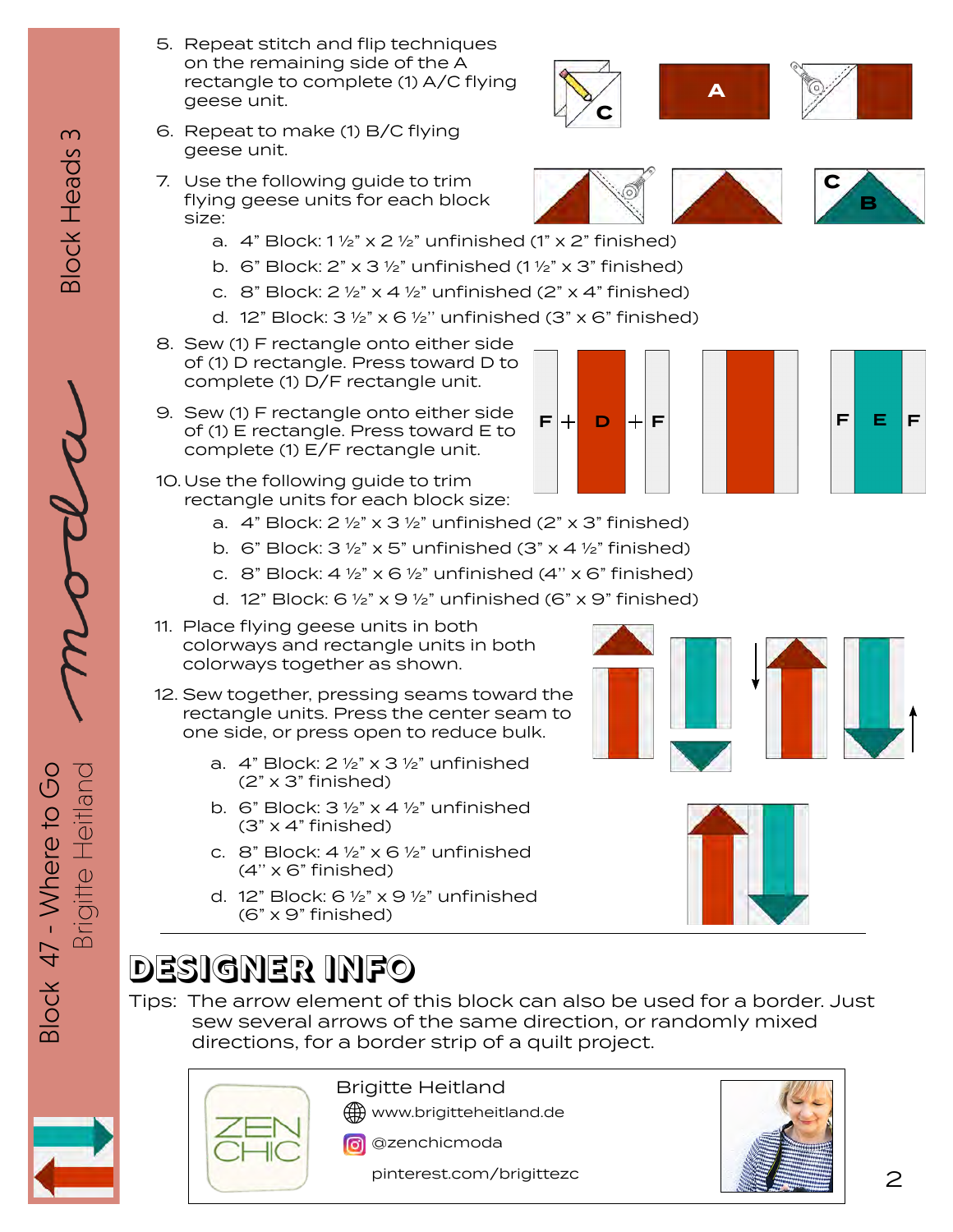5. Repeat stitch and flip techniques on the remaining side of the A rectangle to complete (1) A/C flying geese unit.

6. Repeat to make (1) B/C flying geese unit.

7. Use the following guide to trim flying geese units for each block size:
   a. 4” Block: 1 ½” x 2 ½” unfinished (1” x 2” finished)
   b. 6” Block: 2” x 3 ½” unfinished (1 ½” x 3” finished)
   c. 8” Block: 2 ½” x 4 ½” unfinished (2” x 4” finished)
   d. 12” Block: 3 ½” x 6 ½’’ unfinished (3” x 6” finished)

8. Sew (1) F rectangle onto either side of (1) D rectangle. Press toward D to complete (1) D/F rectangle unit.

9. Sew (1) F rectangle onto either side of (1) E rectangle. Press toward E to complete (1) E/F rectangle unit.

10. Use the following guide to trim rectangle units for each block size:
    a. 4” Block: 2 ½” x 3 ½” unfinished (2” x 3” finished)
    b. 6” Block: 3 ½” x 5” unfinished (3” x 4 ½” finished)
    c. 8” Block: 4 ½” x 6 ½” unfinished (4’’ x 6” finished)
    d. 12” Block: 6 ½” x 9 ½” unfinished (6” x 9” finished)

11. Place flying geese units in both colorways and rectangle units in both colorways together as shown.

12. Sew together, pressing seams toward the rectangle units. Press the center seam to one side, or press open to reduce bulk.
    a. 4” Block: 2 ½” x 3 ½” unfinished (2” x 3” finished)
    b. 6” Block: 3 ½” x 4 ½” unfinished (3” x 4” finished)
    c. 8” Block: 4 ½” x 6 ½” unfinished (4’’ x 6” finished)
    d. 12” Block: 6 ½” x 9 ½” unfinished (6” x 9” finished)

# DESIGNER INFO

Tips: The arrow element of this block can also be used for a border. Just sew several arrows of the same direction, or randomly mixed directions, for a border strip of a quilt project.

Brigitte Heitland

www.brigitteheitland.de

@zenchicmoda

pinterest.com/brigittezc